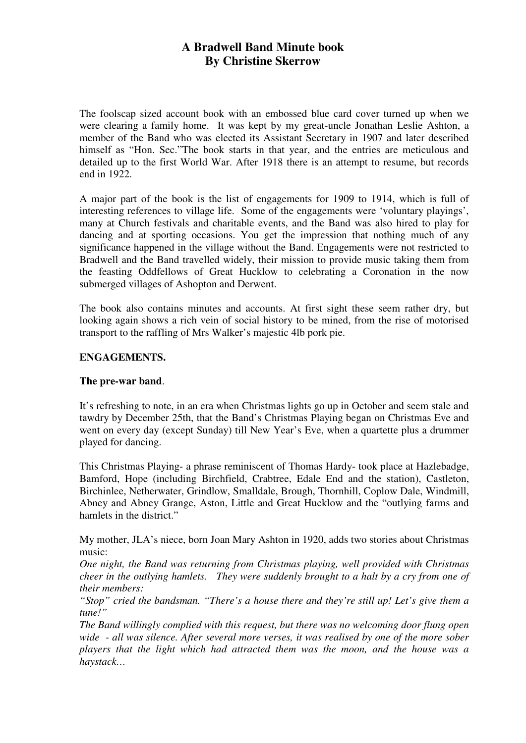# A Bradwell Band Minute book
## By Christine Skerrow

The foolscap sized account book with an embossed blue card cover turned up when we were clearing a family home. It was kept by my great-uncle Jonathan Leslie Ashton, a member of the Band who was elected its Assistant Secretary in 1907 and later described himself as "Hon. Sec."The book starts in that year, and the entries are meticulous and detailed up to the first World War. After 1918 there is an attempt to resume, but records end in 1922.

A major part of the book is the list of engagements for 1909 to 1914, which is full of interesting references to village life. Some of the engagements were 'voluntary playings', many at Church festivals and charitable events, and the Band was also hired to play for dancing and at sporting occasions. You get the impression that nothing much of any significance happened in the village without the Band. Engagements were not restricted to Bradwell and the Band travelled widely, their mission to provide music taking them from the feasting Oddfellows of Great Hucklow to celebrating a Coronation in the now submerged villages of Ashopton and Derwent.

The book also contains minutes and accounts. At first sight these seem rather dry, but looking again shows a rich vein of social history to be mined, from the rise of motorised transport to the raffling of Mrs Walker's majestic 4lb pork pie.

**ENGAGEMENTS.**

**The pre-war band**.

It's refreshing to note, in an era when Christmas lights go up in October and seem stale and tawdry by December 25th, that the Band's Christmas Playing began on Christmas Eve and went on every day (except Sunday) till New Year's Eve, when a quartette plus a drummer played for dancing.

This Christmas Playing- a phrase reminiscent of Thomas Hardy- took place at Hazlebadge, Bamford, Hope (including Birchfield, Crabtree, Edale End and the station), Castleton, Birchinlee, Netherwater, Grindlow, Smalldale, Brough, Thornhill, Coplow Dale, Windmill, Abney and Abney Grange, Aston, Little and Great Hucklow and the "outlying farms and hamlets in the district."

My mother, JLA's niece, born Joan Mary Ashton in 1920, adds two stories about Christmas music:

*One night, the Band was returning from Christmas playing, well provided with Christmas cheer in the outlying hamlets. They were suddenly brought to a halt by a cry from one of their members:*

*"Stop" cried the bandsman. "There's a house there and they're still up! Let's give them a tune!"*

*The Band willingly complied with this request, but there was no welcoming door flung open wide - all was silence. After several more verses, it was realised by one of the more sober players that the light which had attracted them was the moon, and the house was a haystack…*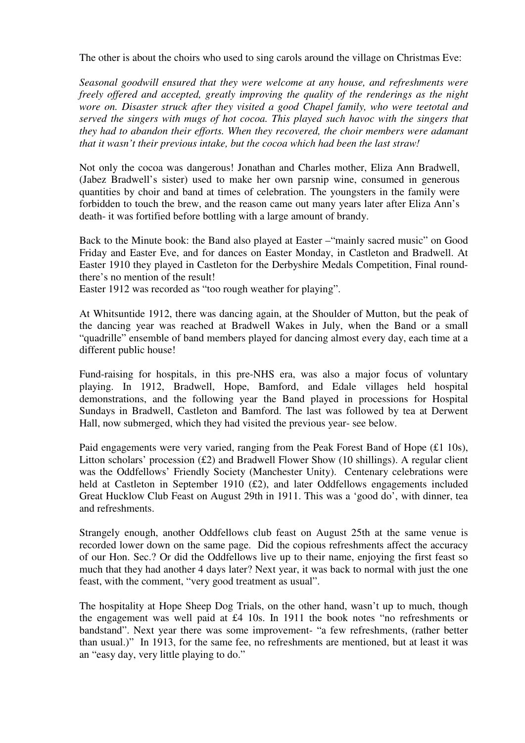The other is about the choirs who used to sing carols around the village on Christmas Eve:

*Seasonal goodwill ensured that they were welcome at any house, and refreshments were freely offered and accepted, greatly improving the quality of the renderings as the night wore on. Disaster struck after they visited a good Chapel family, who were teetotal and served the singers with mugs of hot cocoa. This played such havoc with the singers that they had to abandon their efforts. When they recovered, the choir members were adamant that it wasn't their previous intake, but the cocoa which had been the last straw!*

Not only the cocoa was dangerous! Jonathan and Charles mother, Eliza Ann Bradwell, (Jabez Bradwell's sister) used to make her own parsnip wine, consumed in generous quantities by choir and band at times of celebration. The youngsters in the family were forbidden to touch the brew, and the reason came out many years later after Eliza Ann's death- it was fortified before bottling with a large amount of brandy.

Back to the Minute book: the Band also played at Easter –"mainly sacred music" on Good Friday and Easter Eve, and for dances on Easter Monday, in Castleton and Bradwell. At Easter 1910 they played in Castleton for the Derbyshire Medals Competition, Final round- there's no mention of the result!
Easter 1912 was recorded as "too rough weather for playing".

At Whitsuntide 1912, there was dancing again, at the Shoulder of Mutton, but the peak of the dancing year was reached at Bradwell Wakes in July, when the Band or a small "quadrille" ensemble of band members played for dancing almost every day, each time at a different public house!

Fund-raising for hospitals, in this pre-NHS era, was also a major focus of voluntary playing. In 1912, Bradwell, Hope, Bamford, and Edale villages held hospital demonstrations, and the following year the Band played in processions for Hospital Sundays in Bradwell, Castleton and Bamford. The last was followed by tea at Derwent Hall, now submerged, which they had visited the previous year- see below.

Paid engagements were very varied, ranging from the Peak Forest Band of Hope (£1 10s), Litton scholars' procession (£2) and Bradwell Flower Show (10 shillings). A regular client was the Oddfellows' Friendly Society (Manchester Unity). Centenary celebrations were held at Castleton in September 1910 (£2), and later Oddfellows engagements included Great Hucklow Club Feast on August 29th in 1911. This was a 'good do', with dinner, tea and refreshments.

Strangely enough, another Oddfellows club feast on August 25th at the same venue is recorded lower down on the same page. Did the copious refreshments affect the accuracy of our Hon. Sec.? Or did the Oddfellows live up to their name, enjoying the first feast so much that they had another 4 days later? Next year, it was back to normal with just the one feast, with the comment, "very good treatment as usual".

The hospitality at Hope Sheep Dog Trials, on the other hand, wasn't up to much, though the engagement was well paid at £4 10s. In 1911 the book notes "no refreshments or bandstand". Next year there was some improvement- "a few refreshments, (rather better than usual.)" In 1913, for the same fee, no refreshments are mentioned, but at least it was an "easy day, very little playing to do."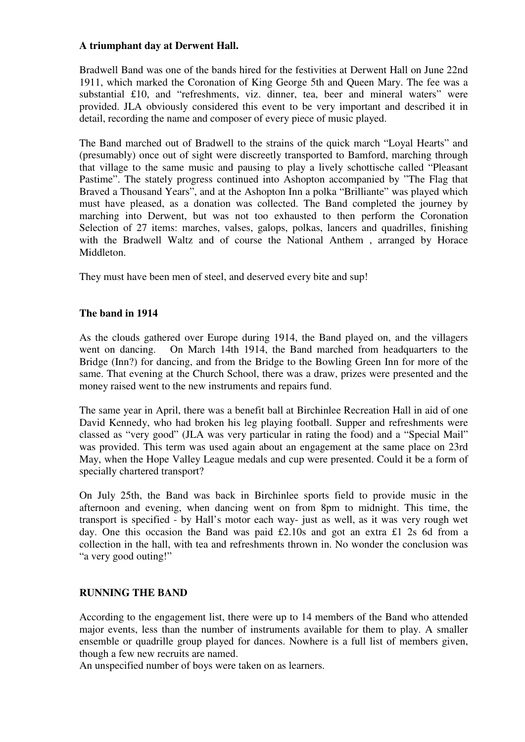**A triumphant day at Derwent Hall.**

Bradwell Band was one of the bands hired for the festivities at Derwent Hall on June 22nd 1911, which marked the Coronation of King George 5th and Queen Mary. The fee was a substantial £10, and "refreshments, viz. dinner, tea, beer and mineral waters" were provided. JLA obviously considered this event to be very important and described it in detail, recording the name and composer of every piece of music played.

The Band marched out of Bradwell to the strains of the quick march "Loyal Hearts" and (presumably) once out of sight were discreetly transported to Bamford, marching through that village to the same music and pausing to play a lively schottische called "Pleasant Pastime". The stately progress continued into Ashopton accompanied by "The Flag that Braved a Thousand Years", and at the Ashopton Inn a polka "Brilliante" was played which must have pleased, as a donation was collected. The Band completed the journey by marching into Derwent, but was not too exhausted to then perform the Coronation Selection of 27 items: marches, valses, galops, polkas, lancers and quadrilles, finishing with the Bradwell Waltz and of course the National Anthem , arranged by Horace Middleton.

They must have been men of steel, and deserved every bite and sup!

**The band in 1914**

As the clouds gathered over Europe during 1914, the Band played on, and the villagers went on dancing. On March 14th 1914, the Band marched from headquarters to the Bridge (Inn?) for dancing, and from the Bridge to the Bowling Green Inn for more of the same. That evening at the Church School, there was a draw, prizes were presented and the money raised went to the new instruments and repairs fund.

The same year in April, there was a benefit ball at Birchinlee Recreation Hall in aid of one David Kennedy, who had broken his leg playing football. Supper and refreshments were classed as "very good" (JLA was very particular in rating the food) and a "Special Mail" was provided. This term was used again about an engagement at the same place on 23rd May, when the Hope Valley League medals and cup were presented. Could it be a form of specially chartered transport?

On July 25th, the Band was back in Birchinlee sports field to provide music in the afternoon and evening, when dancing went on from 8pm to midnight. This time, the transport is specified - by Hall's motor each way- just as well, as it was very rough wet day. One this occasion the Band was paid £2.10s and got an extra £1 2s 6d from a collection in the hall, with tea and refreshments thrown in. No wonder the conclusion was "a very good outing!"

**RUNNING THE BAND**

According to the engagement list, there were up to 14 members of the Band who attended major events, less than the number of instruments available for them to play. A smaller ensemble or quadrille group played for dances. Nowhere is a full list of members given, though a few new recruits are named.

An unspecified number of boys were taken on as learners.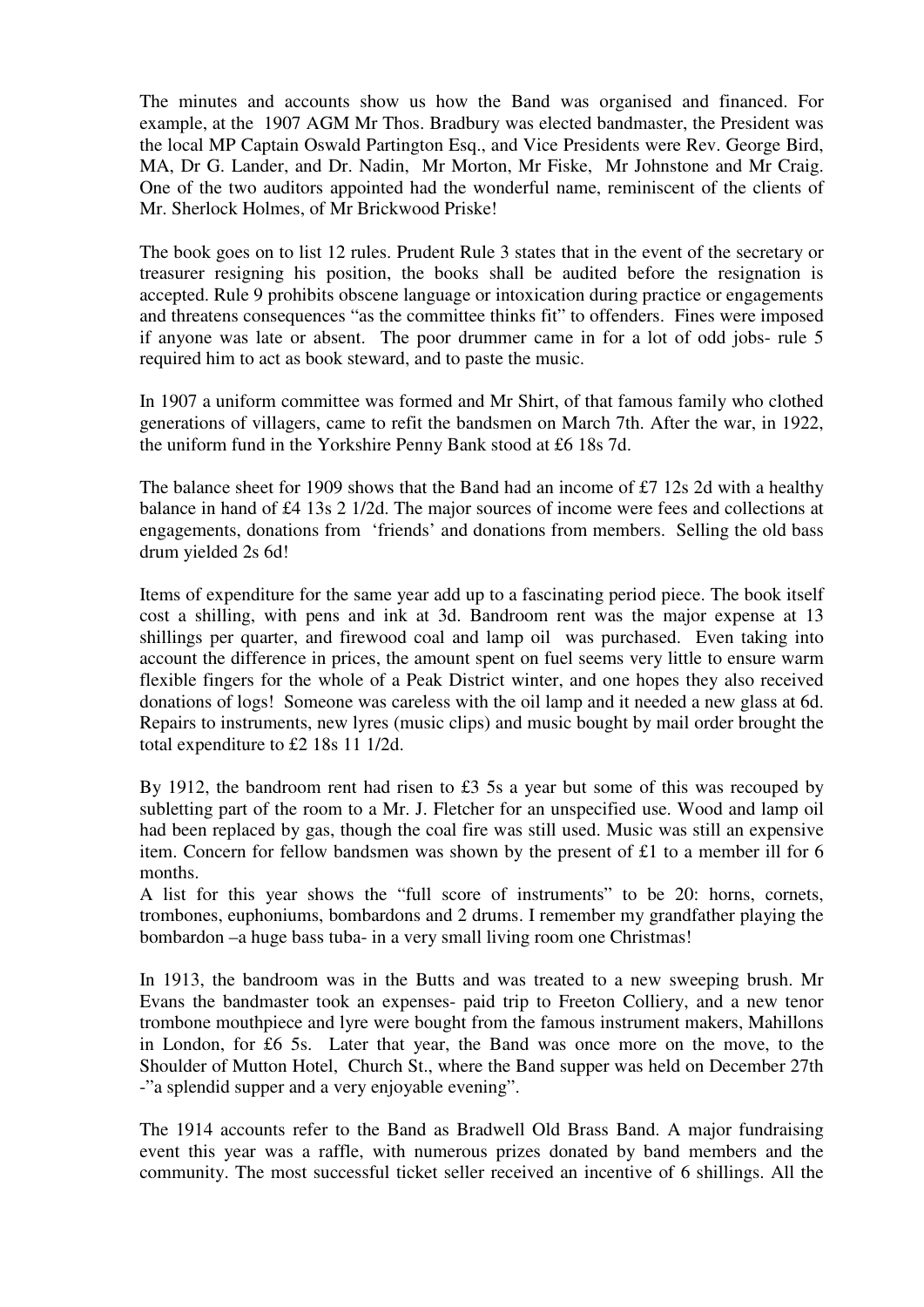The minutes and accounts show us how the Band was organised and financed. For example, at the 1907 AGM Mr Thos. Bradbury was elected bandmaster, the President was the local MP Captain Oswald Partington Esq., and Vice Presidents were Rev. George Bird, MA, Dr G. Lander, and Dr. Nadin, Mr Morton, Mr Fiske, Mr Johnstone and Mr Craig. One of the two auditors appointed had the wonderful name, reminiscent of the clients of Mr. Sherlock Holmes, of Mr Brickwood Priske!

The book goes on to list 12 rules. Prudent Rule 3 states that in the event of the secretary or treasurer resigning his position, the books shall be audited before the resignation is accepted. Rule 9 prohibits obscene language or intoxication during practice or engagements and threatens consequences "as the committee thinks fit" to offenders. Fines were imposed if anyone was late or absent. The poor drummer came in for a lot of odd jobs- rule 5 required him to act as book steward, and to paste the music.

In 1907 a uniform committee was formed and Mr Shirt, of that famous family who clothed generations of villagers, came to refit the bandsmen on March 7th. After the war, in 1922, the uniform fund in the Yorkshire Penny Bank stood at £6 18s 7d.

The balance sheet for 1909 shows that the Band had an income of £7 12s 2d with a healthy balance in hand of £4 13s 2 1/2d. The major sources of income were fees and collections at engagements, donations from 'friends' and donations from members. Selling the old bass drum yielded 2s 6d!

Items of expenditure for the same year add up to a fascinating period piece. The book itself cost a shilling, with pens and ink at 3d. Bandroom rent was the major expense at 13 shillings per quarter, and firewood coal and lamp oil was purchased. Even taking into account the difference in prices, the amount spent on fuel seems very little to ensure warm flexible fingers for the whole of a Peak District winter, and one hopes they also received donations of logs! Someone was careless with the oil lamp and it needed a new glass at 6d. Repairs to instruments, new lyres (music clips) and music bought by mail order brought the total expenditure to £2 18s 11 1/2d.

By 1912, the bandroom rent had risen to £3 5s a year but some of this was recouped by subletting part of the room to a Mr. J. Fletcher for an unspecified use. Wood and lamp oil had been replaced by gas, though the coal fire was still used. Music was still an expensive item. Concern for fellow bandsmen was shown by the present of £1 to a member ill for 6 months.

A list for this year shows the "full score of instruments" to be 20: horns, cornets, trombones, euphoniums, bombardons and 2 drums. I remember my grandfather playing the bombardon –a huge bass tuba- in a very small living room one Christmas!

In 1913, the bandroom was in the Butts and was treated to a new sweeping brush. Mr Evans the bandmaster took an expenses- paid trip to Freeton Colliery, and a new tenor trombone mouthpiece and lyre were bought from the famous instrument makers, Mahillons in London, for £6 5s. Later that year, the Band was once more on the move, to the Shoulder of Mutton Hotel, Church St., where the Band supper was held on December 27th -"a splendid supper and a very enjoyable evening".

The 1914 accounts refer to the Band as Bradwell Old Brass Band. A major fundraising event this year was a raffle, with numerous prizes donated by band members and the community. The most successful ticket seller received an incentive of 6 shillings. All the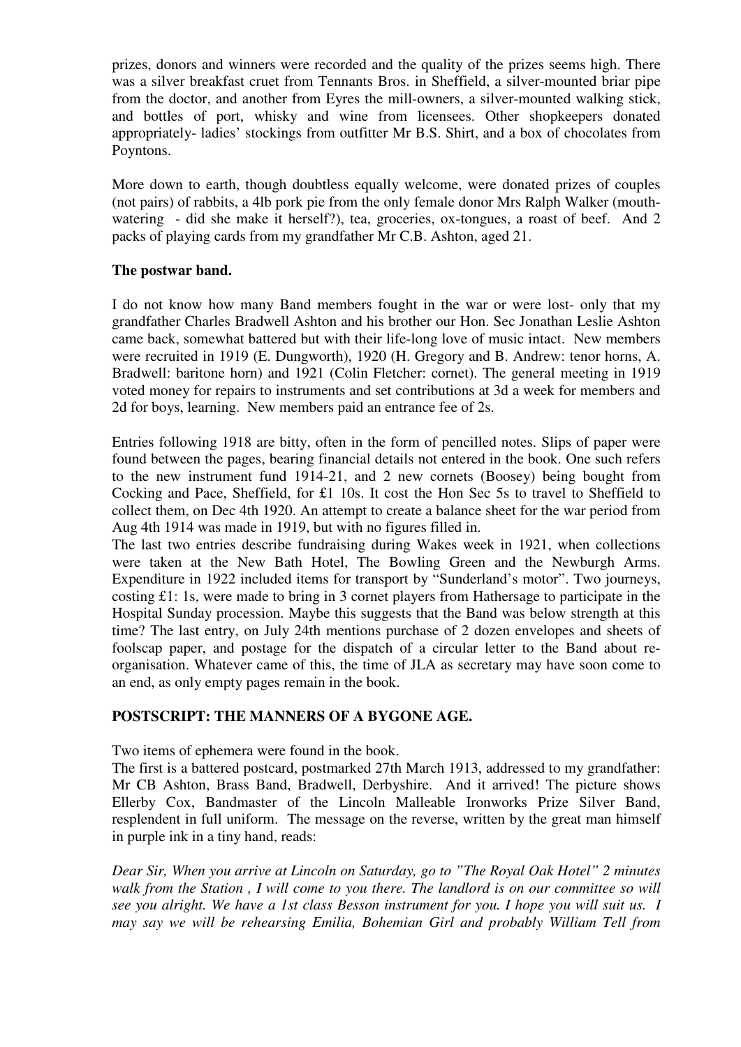prizes, donors and winners were recorded and the quality of the prizes seems high. There was a silver breakfast cruet from Tennants Bros. in Sheffield, a silver-mounted briar pipe from the doctor, and another from Eyres the mill-owners, a silver-mounted walking stick, and bottles of port, whisky and wine from licensees. Other shopkeepers donated appropriately- ladies' stockings from outfitter Mr B.S. Shirt, and a box of chocolates from Poyntons.

More down to earth, though doubtless equally welcome, were donated prizes of couples (not pairs) of rabbits, a 4lb pork pie from the only female donor Mrs Ralph Walker (mouth-watering - did she make it herself?), tea, groceries, ox-tongues, a roast of beef. And 2 packs of playing cards from my grandfather Mr C.B. Ashton, aged 21.

**The postwar band.**

I do not know how many Band members fought in the war or were lost- only that my grandfather Charles Bradwell Ashton and his brother our Hon. Sec Jonathan Leslie Ashton came back, somewhat battered but with their life-long love of music intact. New members were recruited in 1919 (E. Dungworth), 1920 (H. Gregory and B. Andrew: tenor horns, A. Bradwell: baritone horn) and 1921 (Colin Fletcher: cornet). The general meeting in 1919 voted money for repairs to instruments and set contributions at 3d a week for members and 2d for boys, learning. New members paid an entrance fee of 2s.

Entries following 1918 are bitty, often in the form of pencilled notes. Slips of paper were found between the pages, bearing financial details not entered in the book. One such refers to the new instrument fund 1914-21, and 2 new cornets (Boosey) being bought from Cocking and Pace, Sheffield, for £1 10s. It cost the Hon Sec 5s to travel to Sheffield to collect them, on Dec 4th 1920. An attempt to create a balance sheet for the war period from Aug 4th 1914 was made in 1919, but with no figures filled in.

The last two entries describe fundraising during Wakes week in 1921, when collections were taken at the New Bath Hotel, The Bowling Green and the Newburgh Arms. Expenditure in 1922 included items for transport by "Sunderland's motor". Two journeys, costing £1: 1s, were made to bring in 3 cornet players from Hathersage to participate in the Hospital Sunday procession. Maybe this suggests that the Band was below strength at this time? The last entry, on July 24th mentions purchase of 2 dozen envelopes and sheets of foolscap paper, and postage for the dispatch of a circular letter to the Band about re-organisation. Whatever came of this, the time of JLA as secretary may have soon come to an end, as only empty pages remain in the book.

**POSTSCRIPT: THE MANNERS OF A BYGONE AGE.**

Two items of ephemera were found in the book.

The first is a battered postcard, postmarked 27th March 1913, addressed to my grandfather: Mr CB Ashton, Brass Band, Bradwell, Derbyshire. And it arrived! The picture shows Ellerby Cox, Bandmaster of the Lincoln Malleable Ironworks Prize Silver Band, resplendent in full uniform. The message on the reverse, written by the great man himself in purple ink in a tiny hand, reads:

*Dear Sir, When you arrive at Lincoln on Saturday, go to "The Royal Oak Hotel" 2 minutes walk from the Station , I will come to you there. The landlord is on our committee so will see you alright. We have a 1st class Besson instrument for you. I hope you will suit us. I may say we will be rehearsing Emilia, Bohemian Girl and probably William Tell from*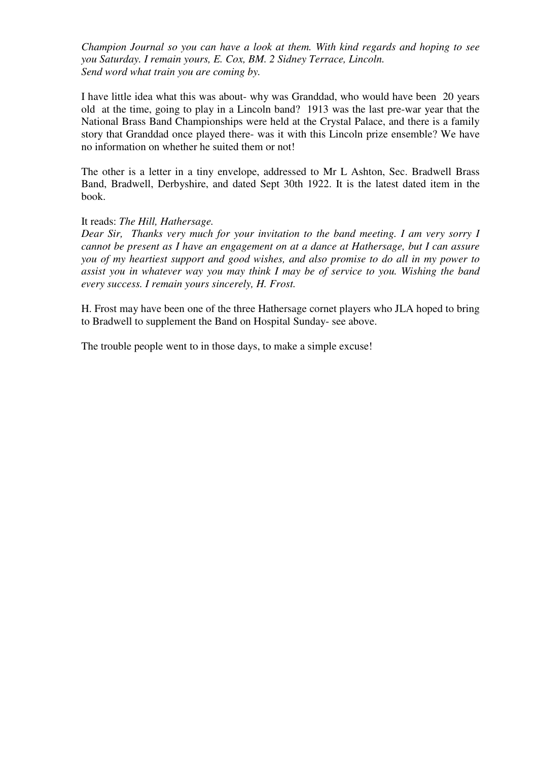*Champion Journal so you can have a look at them. With kind regards and hoping to see you Saturday. I remain yours, E. Cox, BM. 2 Sidney Terrace, Lincoln.*
*Send word what train you are coming by.*

I have little idea what this was about- why was Granddad, who would have been 20 years old at the time, going to play in a Lincoln band? 1913 was the last pre-war year that the National Brass Band Championships were held at the Crystal Palace, and there is a family story that Granddad once played there- was it with this Lincoln prize ensemble? We have no information on whether he suited them or not!

The other is a letter in a tiny envelope, addressed to Mr L Ashton, Sec. Bradwell Brass Band, Bradwell, Derbyshire, and dated Sept 30th 1922. It is the latest dated item in the book.

It reads: *The Hill, Hathersage.*
*Dear Sir, Thanks very much for your invitation to the band meeting. I am very sorry I cannot be present as I have an engagement on at a dance at Hathersage, but I can assure you of my heartiest support and good wishes, and also promise to do all in my power to assist you in whatever way you may think I may be of service to you. Wishing the band every success. I remain yours sincerely, H. Frost.*

H. Frost may have been one of the three Hathersage cornet players who JLA hoped to bring to Bradwell to supplement the Band on Hospital Sunday- see above.

The trouble people went to in those days, to make a simple excuse!